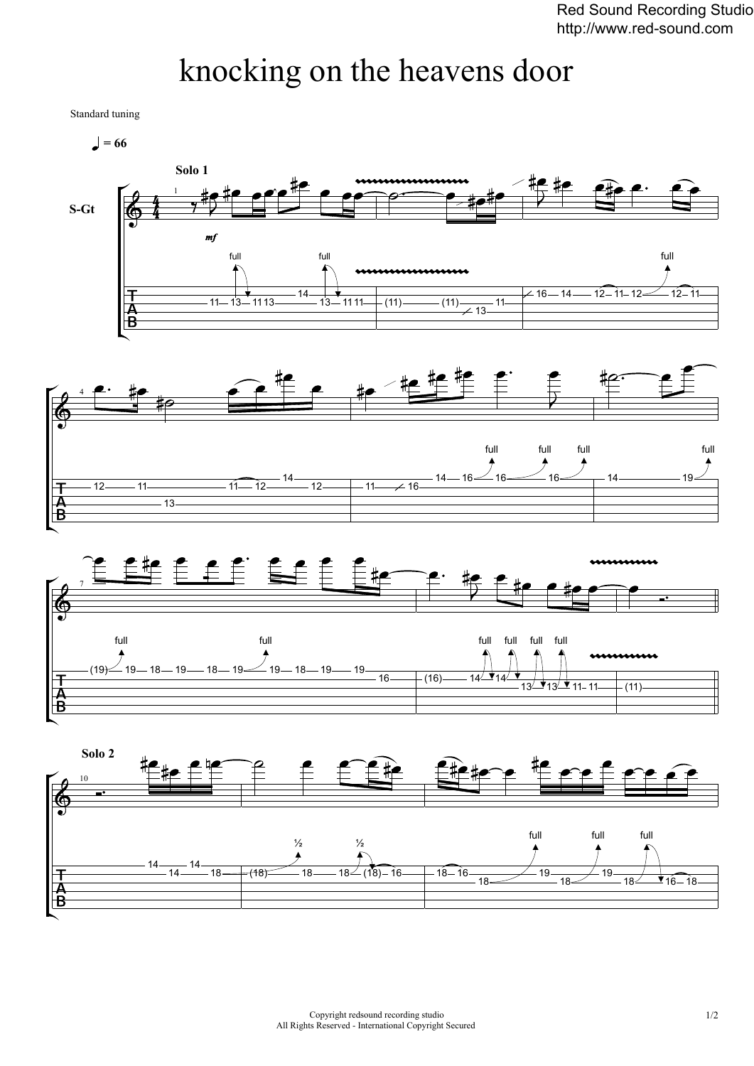# knocking on the heavens door

Standard tuning

♩ = 66

Solo 1

S-Gt

Solo 2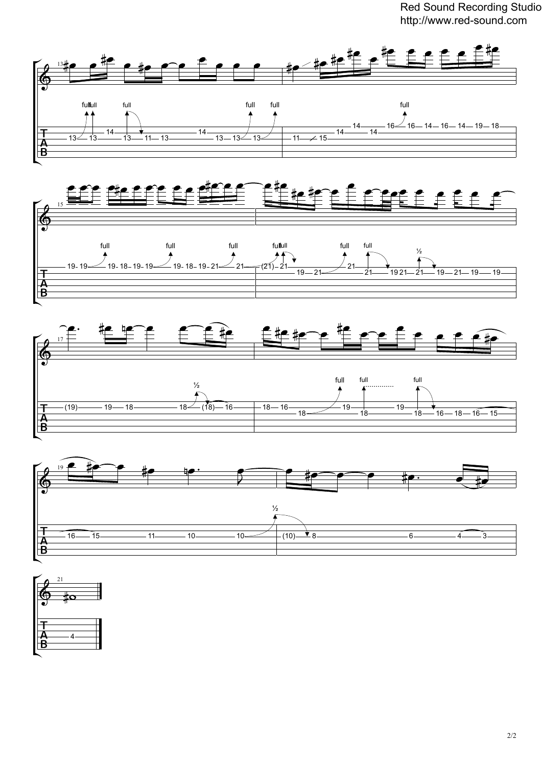Red Sound Recording Studio
http://www.red-sound.com